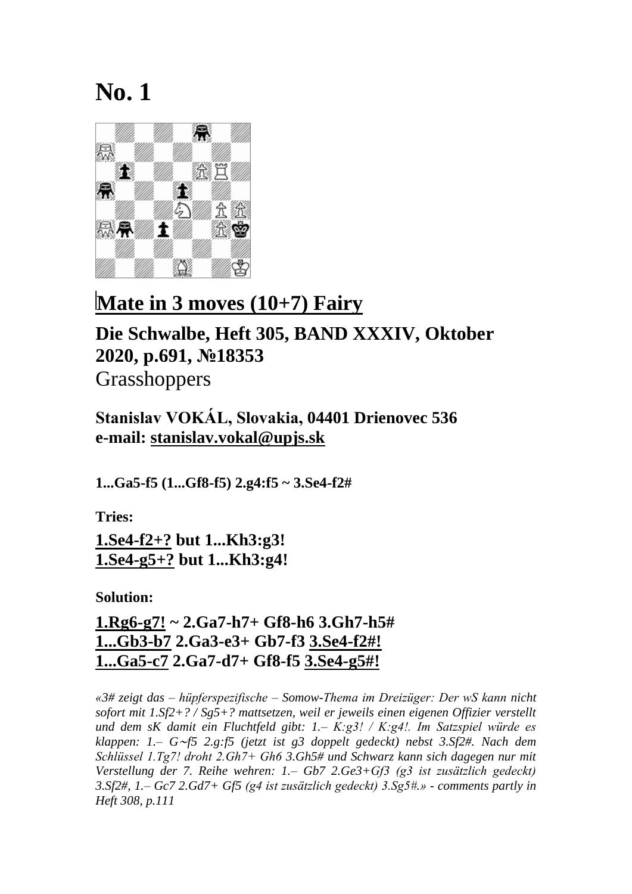# No. 1

## Mate in 3 moves (10+7) Fairy

### Die Schwalbe, Heft 305, BAND XXXIV, Oktober 2020, p.691, №18353

Grasshoppers

**Stanislav VOKÁL, Slovakia, 04401 Drienovec 536**
**e-mail: stanislav.vokal@upjs.sk**

**1...Ga5-f5 (1...Gf8-f5) 2.g4:f5 ~ 3.Se4-f2#**

**Tries:**

**1.Se4-f2+? but 1...Kh3:g3!**
**1.Se4-g5+? but 1...Kh3:g4!**

**Solution:**

**1.Rg6-g7! ~ 2.Ga7-h7+ Gf8-h6 3.Gh7-h5#**
**1...Gb3-b7 2.Ga3-e3+ Gb7-f3 3.Se4-f2#!**
**1...Ga5-c7 2.Ga7-d7+ Gf8-f5 3.Se4-g5#!**

*«3# zeigt das – hüpferspezifische – Somow-Thema im Dreizüger: Der wS kann nicht sofort mit 1.Sf2+? / Sg5+? mattsetzen, weil er jeweils einen eigenen Offizier verstellt und dem sK damit ein Fluchtfeld gibt: 1.– K:g3! / K:g4!. Im Satzspiel würde es klappen: 1.– G~f5 2.g:f5 (jetzt ist g3 doppelt gedeckt) nebst 3.Sf2#. Nach dem Schlüssel 1.Tg7! droht 2.Gh7+ Gh6 3.Gh5# und Schwarz kann sich dagegen nur mit Verstellung der 7. Reihe wehren: 1.– Gb7 2.Ge3+Gf3 (g3 ist zusätzlich gedeckt) 3.Sf2#, 1.– Gc7 2.Gd7+ Gf5 (g4 ist zusätzlich gedeckt) 3.Sg5#.» - comments partly in Heft 308, p.111*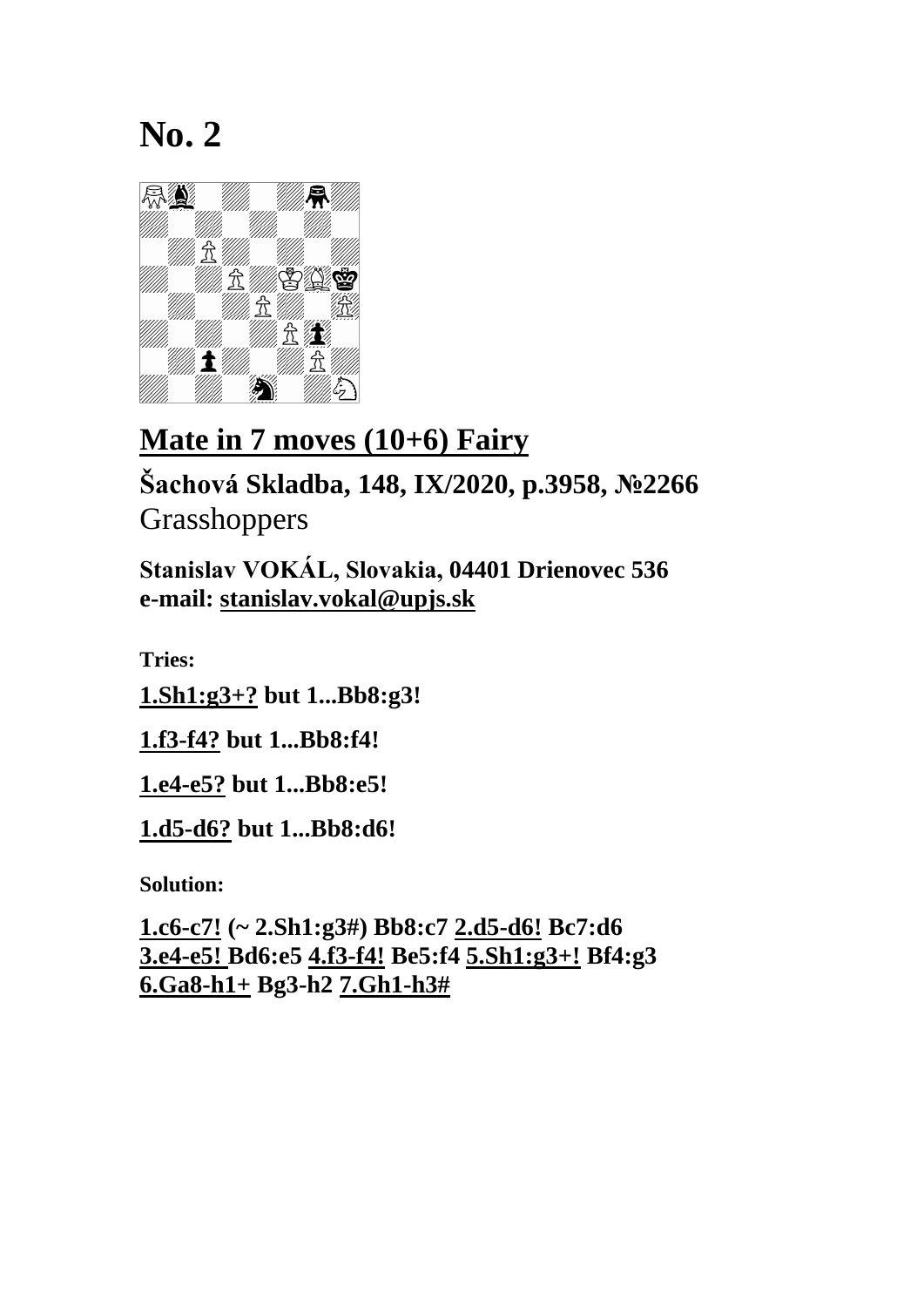# No. 2

## Mate in 7 moves (10+6) Fairy

### Šachová Skladba, 148, IX/2020, p.3958, №2266

Grasshoppers

**Stanislav VOKÁL, Slovakia, 04401 Drienovec 536**
**e-mail: stanislav.vokal@upjs.sk**

**Tries:**

**1.Sh1:g3+? but 1...Bb8:g3!**

**1.f3-f4? but 1...Bb8:f4!**

**1.e4-e5? but 1...Bb8:e5!**

**1.d5-d6? but 1...Bb8:d6!**

**Solution:**

**1.c6-c7! (~ 2.Sh1:g3#) Bb8:c7 2.d5-d6! Bc7:d6 3.e4-e5! Bd6:e5 4.f3-f4! Be5:f4 5.Sh1:g3+! Bf4:g3 6.Ga8-h1+ Bg3-h2 7.Gh1-h3#**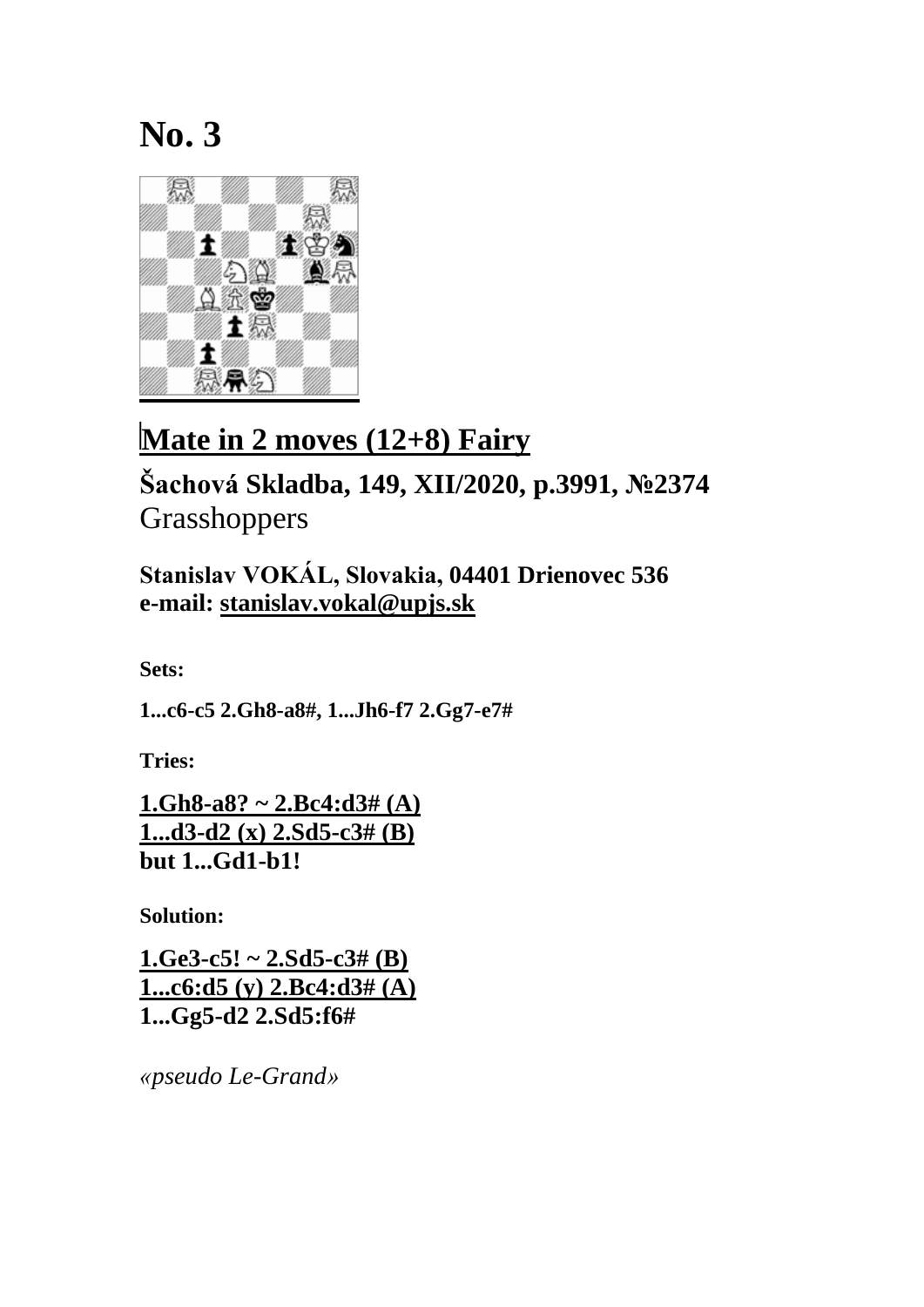# No. 3

## Mate in 2 moves (12+8) Fairy

**Šachová Skladba, 149, XII/2020, p.3991, №2374**
Grasshoppers

**Stanislav VOKÁL, Slovakia, 04401 Drienovec 536**
**e-mail: stanislav.vokal@upjs.sk**

**Sets:**

**1...c6-c5 2.Gh8-a8#, 1...Jh6-f7 2.Gg7-e7#**

**Tries:**

**1.Gh8-a8? ~ 2.Bc4:d3# (A)**
**1...d3-d2 (x) 2.Sd5-c3# (B)**
**but 1...Gd1-b1!**

**Solution:**

**1.Ge3-c5! ~ 2.Sd5-c3# (B)**
**1...c6:d5 (y) 2.Bc4:d3# (A)**
**1...Gg5-d2 2.Sd5:f6#**

*«pseudo Le-Grand»*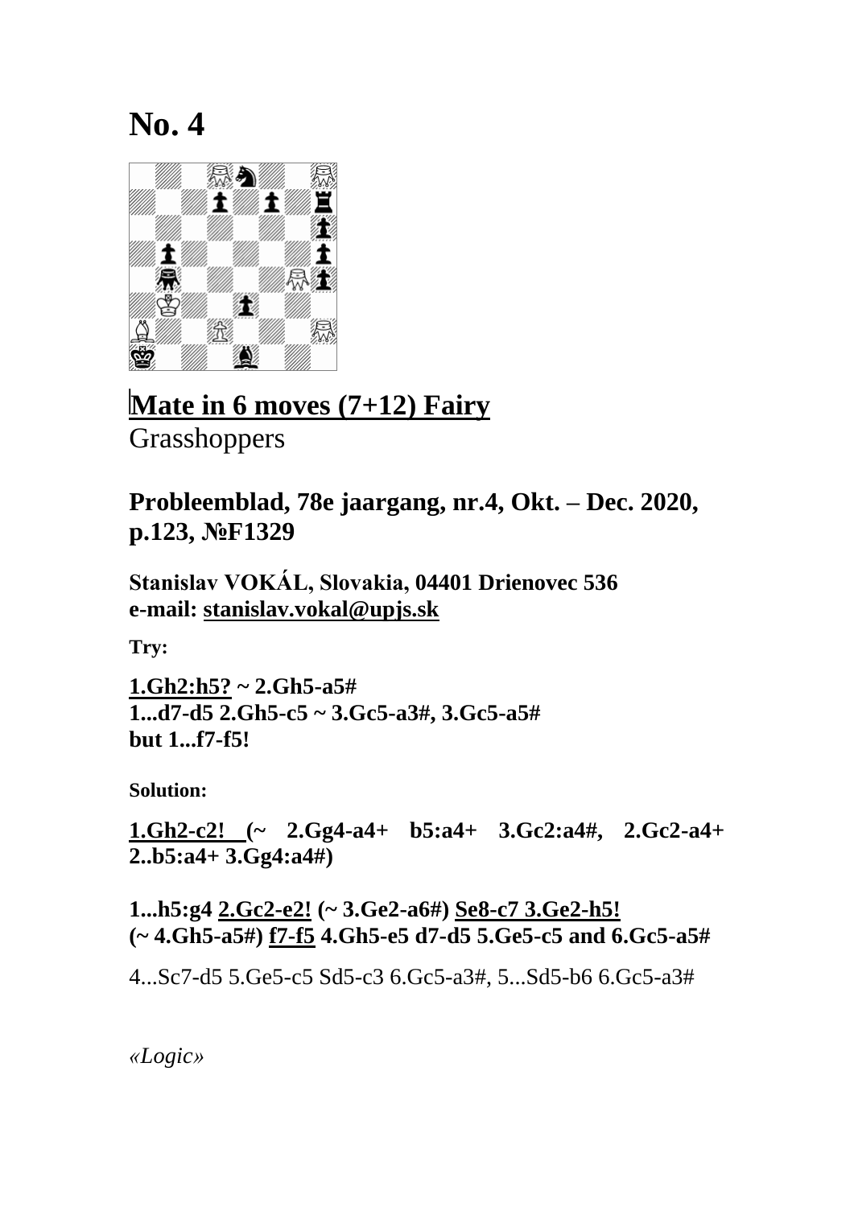# No. 4

**Mate in 6 moves (7+12) Fairy**
Grasshoppers

**Probleemblad, 78e jaargang, nr.4, Okt. – Dec. 2020, p.123, №F1329**

**Stanislav VOKÁL, Slovakia, 04401 Drienovec 536**
**e-mail: stanislav.vokal@upjs.sk**

**Try:**

**1.Gh2:h5? ~ 2.Gh5-a5#**
**1...d7-d5 2.Gh5-c5 ~ 3.Gc5-a3#, 3.Gc5-a5#**
**but 1...f7-f5!**

**Solution:**

**1.Gh2-c2! (~ 2.Gg4-a4+ b5:a4+ 3.Gc2:a4#, 2.Gc2-a4+ 2..b5:a4+ 3.Gg4:a4#)**

**1...h5:g4 2.Gc2-e2! (~ 3.Ge2-a6#) Se8-c7 3.Ge2-h5! (~ 4.Gh5-a5#) f7-f5 4.Gh5-e5 d7-d5 5.Ge5-c5 and 6.Gc5-a5#**

4...Sc7-d5 5.Ge5-c5 Sd5-c3 6.Gc5-a3#, 5...Sd5-b6 6.Gc5-a3#

*«Logic»*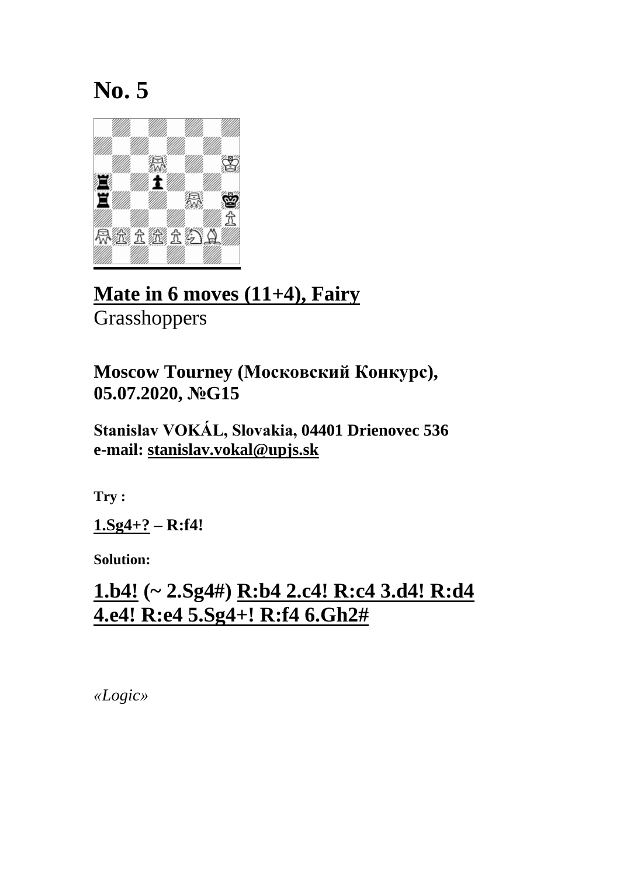# No. 5

**Mate in 6 moves (11+4), Fairy**
Grasshoppers

**Moscow Tourney (Московский Конкурс), 05.07.2020, №G15**

**Stanislav VOKÁL, Slovakia, 04401 Drienovec 536**
**e-mail: stanislav.vokal@upjs.sk**

**Try :**

**1.Sg4+? – R:f4!**

**Solution:**

**1.b4! (~ 2.Sg4#) R:b4 2.c4! R:c4 3.d4! R:d4 4.e4! R:e4 5.Sg4+! R:f4 6.Gh2#**

*«Logic»*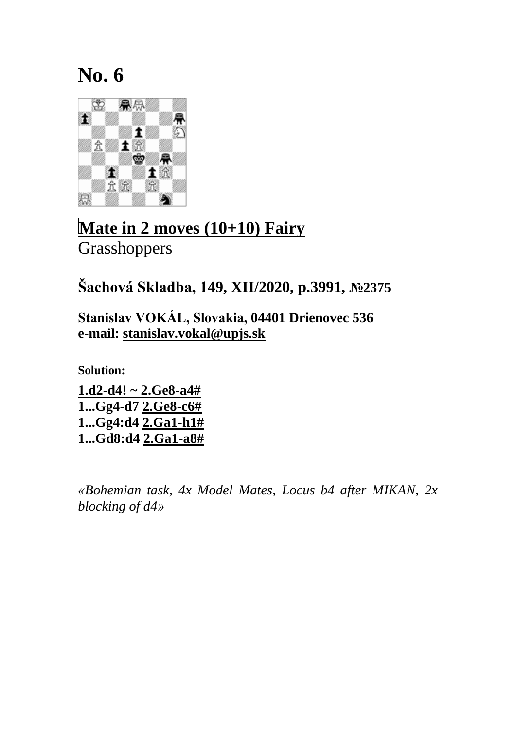# No. 6

**Mate in 2 moves (10+10) Fairy**
Grasshoppers

**Šachová Skladba, 149, XII/2020, p.3991, №2375**

**Stanislav VOKÁL, Slovakia, 04401 Drienovec 536**
**e-mail: stanislav.vokal@upjs.sk**

**Solution:**

**1.d2-d4! ~ 2.Ge8-a4#**
**1...Gg4-d7 2.Ge8-c6#**
**1...Gg4:d4 2.Ga1-h1#**
**1...Gd8:d4 2.Ga1-a8#**

*«Bohemian task, 4x Model Mates, Locus b4 after MIKAN, 2x blocking of d4»*